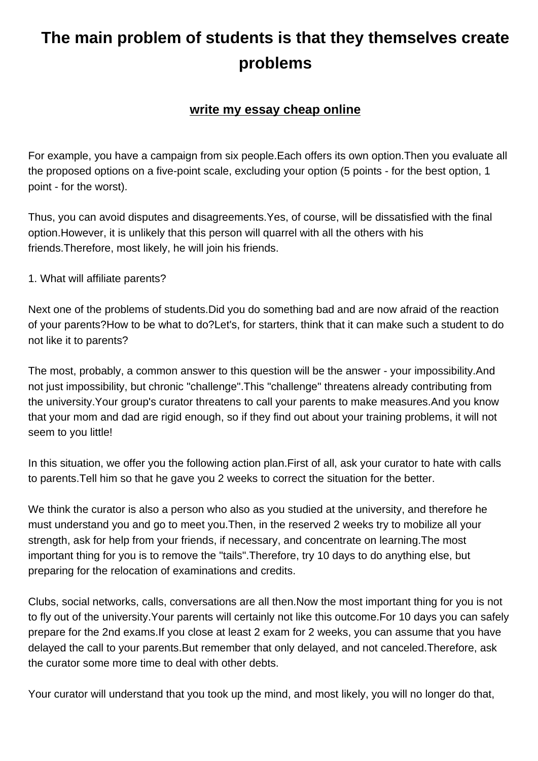# The main problem of students is that they themselves create problems

**write my essay cheap online**

For example, you have a campaign from six people.Each offers its own option.Then you evaluate all the proposed options on a five-point scale, excluding your option (5 points - for the best option, 1 point - for the worst).

Thus, you can avoid disputes and disagreements.Yes, of course, will be dissatisfied with the final option.However, it is unlikely that this person will quarrel with all the others with his friends.Therefore, most likely, he will join his friends.

1. What will affiliate parents?

Next one of the problems of students.Did you do something bad and are now afraid of the reaction of your parents?How to be what to do?Let's, for starters, think that it can make such a student to do not like it to parents?

The most, probably, a common answer to this question will be the answer - your impossibility.And not just impossibility, but chronic "challenge".This "challenge" threatens already contributing from the university.Your group's curator threatens to call your parents to make measures.And you know that your mom and dad are rigid enough, so if they find out about your training problems, it will not seem to you little!

In this situation, we offer you the following action plan.First of all, ask your curator to hate with calls to parents.Tell him so that he gave you 2 weeks to correct the situation for the better.

We think the curator is also a person who also as you studied at the university, and therefore he must understand you and go to meet you.Then, in the reserved 2 weeks try to mobilize all your strength, ask for help from your friends, if necessary, and concentrate on learning.The most important thing for you is to remove the "tails".Therefore, try 10 days to do anything else, but preparing for the relocation of examinations and credits.

Clubs, social networks, calls, conversations are all then.Now the most important thing for you is not to fly out of the university.Your parents will certainly not like this outcome.For 10 days you can safely prepare for the 2nd exams.If you close at least 2 exam for 2 weeks, you can assume that you have delayed the call to your parents.But remember that only delayed, and not canceled.Therefore, ask the curator some more time to deal with other debts.

Your curator will understand that you took up the mind, and most likely, you will no longer do that,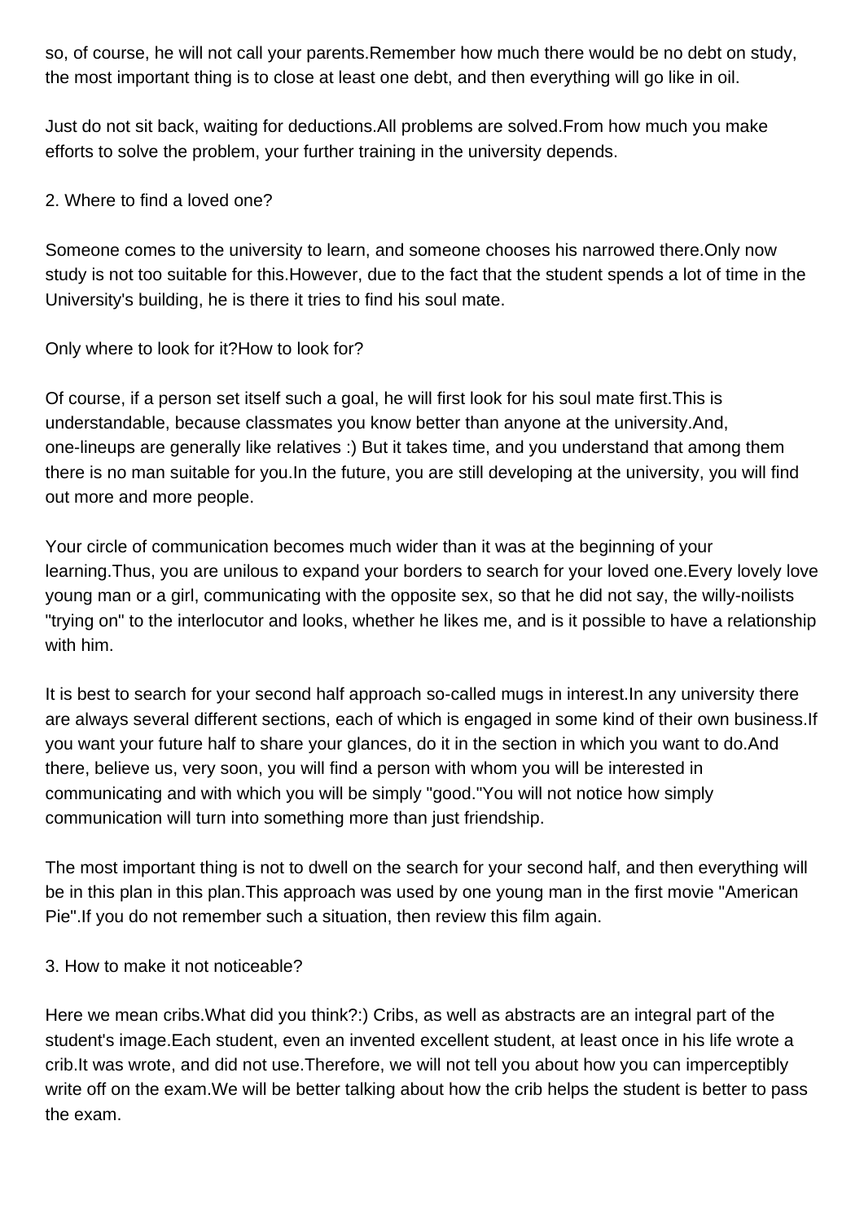so, of course, he will not call your parents.Remember how much there would be no debt on study, the most important thing is to close at least one debt, and then everything will go like in oil.

Just do not sit back, waiting for deductions.All problems are solved.From how much you make efforts to solve the problem, your further training in the university depends.

2. Where to find a loved one?

Someone comes to the university to learn, and someone chooses his narrowed there.Only now study is not too suitable for this.However, due to the fact that the student spends a lot of time in the University's building, he is there it tries to find his soul mate.

Only where to look for it?How to look for?

Of course, if a person set itself such a goal, he will first look for his soul mate first.This is understandable, because classmates you know better than anyone at the university.And, one-lineups are generally like relatives :) But it takes time, and you understand that among them there is no man suitable for you.In the future, you are still developing at the university, you will find out more and more people.

Your circle of communication becomes much wider than it was at the beginning of your learning.Thus, you are unilous to expand your borders to search for your loved one.Every lovely love young man or a girl, communicating with the opposite sex, so that he did not say, the willy-noilists "trying on" to the interlocutor and looks, whether he likes me, and is it possible to have a relationship with him.

It is best to search for your second half approach so-called mugs in interest.In any university there are always several different sections, each of which is engaged in some kind of their own business.If you want your future half to share your glances, do it in the section in which you want to do.And there, believe us, very soon, you will find a person with whom you will be interested in communicating and with which you will be simply "good."You will not notice how simply communication will turn into something more than just friendship.

The most important thing is not to dwell on the search for your second half, and then everything will be in this plan in this plan.This approach was used by one young man in the first movie "American Pie".If you do not remember such a situation, then review this film again.

3. How to make it not noticeable?

Here we mean cribs.What did you think?:) Cribs, as well as abstracts are an integral part of the student's image.Each student, even an invented excellent student, at least once in his life wrote a crib.It was wrote, and did not use.Therefore, we will not tell you about how you can imperceptibly write off on the exam.We will be better talking about how the crib helps the student is better to pass the exam.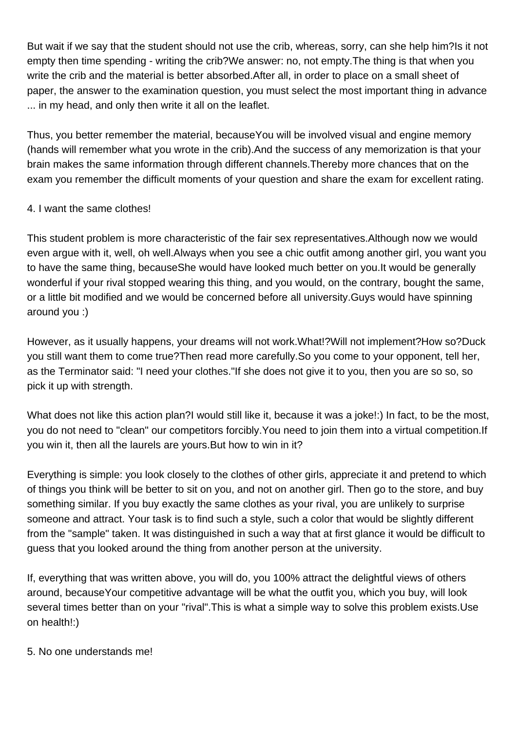But wait if we say that the student should not use the crib, whereas, sorry, can she help him?Is it not empty then time spending - writing the crib?We answer: no, not empty.The thing is that when you write the crib and the material is better absorbed.After all, in order to place on a small sheet of paper, the answer to the examination question, you must select the most important thing in advance ... in my head, and only then write it all on the leaflet.

Thus, you better remember the material, becauseYou will be involved visual and engine memory (hands will remember what you wrote in the crib).And the success of any memorization is that your brain makes the same information through different channels.Thereby more chances that on the exam you remember the difficult moments of your question and share the exam for excellent rating.

4. I want the same clothes!

This student problem is more characteristic of the fair sex representatives.Although now we would even argue with it, well, oh well.Always when you see a chic outfit among another girl, you want you to have the same thing, becauseShe would have looked much better on you.It would be generally wonderful if your rival stopped wearing this thing, and you would, on the contrary, bought the same, or a little bit modified and we would be concerned before all university.Guys would have spinning around you :)

However, as it usually happens, your dreams will not work.What!?Will not implement?How so?Duck you still want them to come true?Then read more carefully.So you come to your opponent, tell her, as the Terminator said: "I need your clothes."If she does not give it to you, then you are so so, so pick it up with strength.

What does not like this action plan?I would still like it, because it was a joke!:) In fact, to be the most, you do not need to "clean" our competitors forcibly.You need to join them into a virtual competition.If you win it, then all the laurels are yours.But how to win in it?

Everything is simple: you look closely to the clothes of other girls, appreciate it and pretend to which of things you think will be better to sit on you, and not on another girl. Then go to the store, and buy something similar. If you buy exactly the same clothes as your rival, you are unlikely to surprise someone and attract. Your task is to find such a style, such a color that would be slightly different from the "sample" taken. It was distinguished in such a way that at first glance it would be difficult to guess that you looked around the thing from another person at the university.

If, everything that was written above, you will do, you 100% attract the delightful views of others around, becauseYour competitive advantage will be what the outfit you, which you buy, will look several times better than on your "rival".This is what a simple way to solve this problem exists.Use on health!:)

5. No one understands me!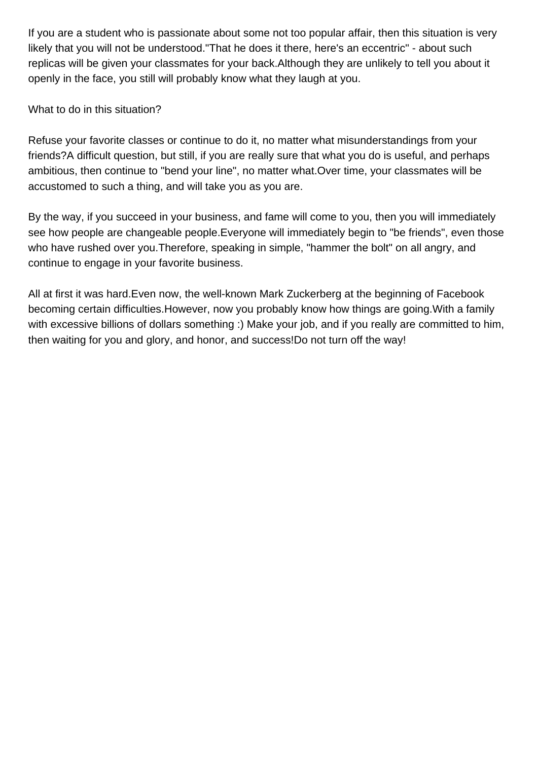If you are a student who is passionate about some not too popular affair, then this situation is very likely that you will not be understood."That he does it there, here's an eccentric" - about such replicas will be given your classmates for your back.Although they are unlikely to tell you about it openly in the face, you still will probably know what they laugh at you.

What to do in this situation?

Refuse your favorite classes or continue to do it, no matter what misunderstandings from your friends?A difficult question, but still, if you are really sure that what you do is useful, and perhaps ambitious, then continue to "bend your line", no matter what.Over time, your classmates will be accustomed to such a thing, and will take you as you are.

By the way, if you succeed in your business, and fame will come to you, then you will immediately see how people are changeable people.Everyone will immediately begin to "be friends", even those who have rushed over you.Therefore, speaking in simple, "hammer the bolt" on all angry, and continue to engage in your favorite business.

All at first it was hard.Even now, the well-known Mark Zuckerberg at the beginning of Facebook becoming certain difficulties.However, now you probably know how things are going.With a family with excessive billions of dollars something :) Make your job, and if you really are committed to him, then waiting for you and glory, and honor, and success!Do not turn off the way!